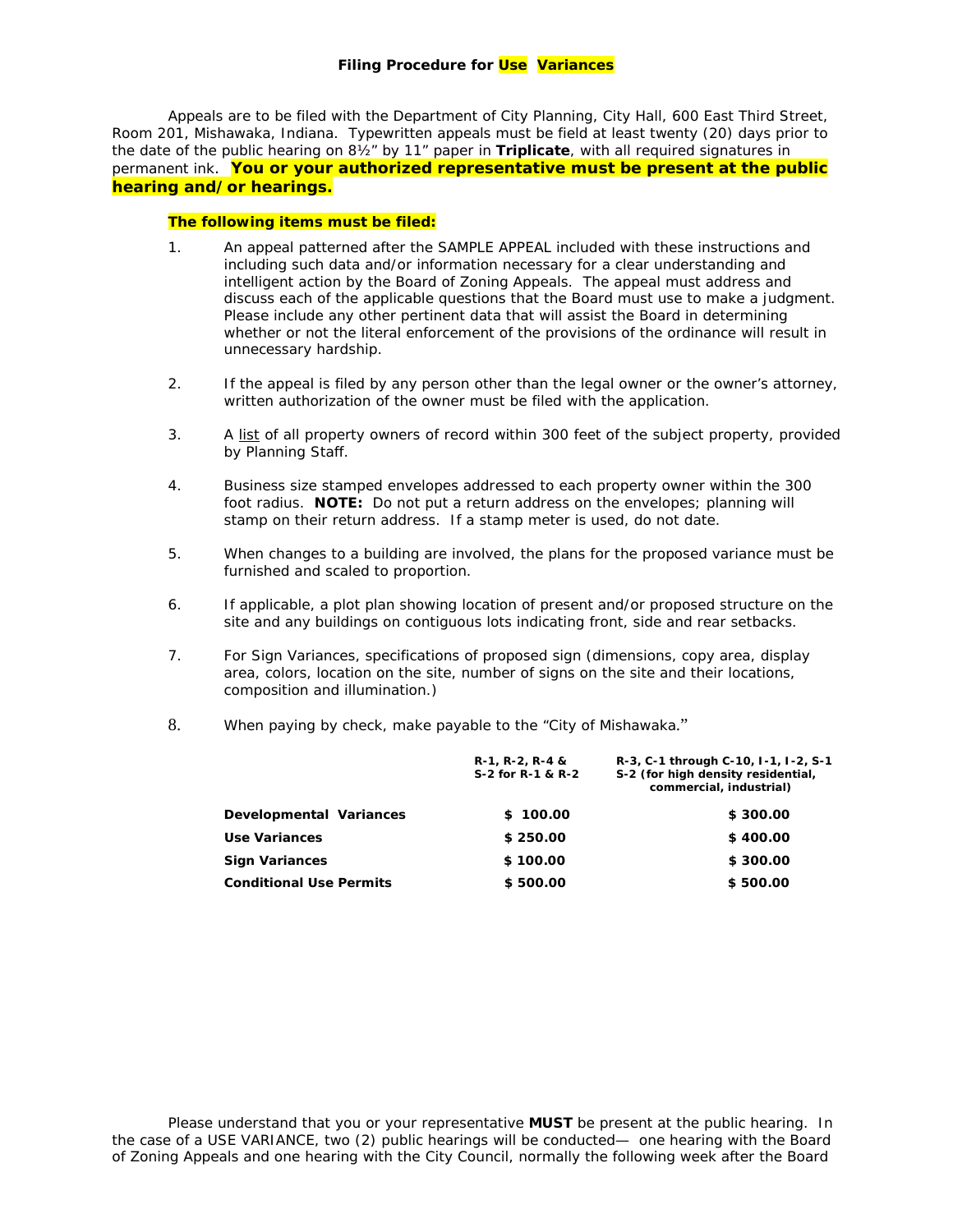### Filing Procedure for Use Variances

Appeals are to be filed with the Department of City Planning, City Hall, 600 East Third Street, Room 201, Mishawaka, Indiana. Typewritten appeals must be field at least twenty (20) days prior to the date of the public hearing on 8½" by 11" paper in **Triplicate**, with all required signatures in permanent ink. **You or your authorized representative must be present at the public hearing and/or hearings.**

**The following items must be filed:**

1. An appeal patterned after the SAMPLE APPEAL included with these instructions and including such data and/or information necessary for a clear understanding and intelligent action by the Board of Zoning Appeals. The appeal must address and discuss each of the applicable questions that the Board must use to make a judgment. Please include any other pertinent data that will assist the Board in determining whether or not the literal enforcement of the provisions of the ordinance will result in unnecessary hardship.

2. If the appeal is filed by any person other than the legal owner or the owner's attorney, written authorization of the owner must be filed with the application.

3. A list of all property owners of record within 300 feet of the subject property, provided by Planning Staff.

4. Business size stamped envelopes addressed to each property owner within the 300 foot radius. **NOTE:** Do not put a return address on the envelopes; planning will stamp on their return address. If a stamp meter is used, do not date.

5. When changes to a building are involved, the plans for the proposed variance must be furnished and scaled to proportion.

6. If applicable, a plot plan showing location of present and/or proposed structure on the site and any buildings on contiguous lots indicating front, side and rear setbacks.

7. For Sign Variances, specifications of proposed sign (dimensions, copy area, display area, colors, location on the site, number of signs on the site and their locations, composition and illumination.)

8. When paying by check, make payable to the "City of Mishawaka."

| | R-1, R-2, R-4 & S-2 for R-1 & R-2 | R-3, C-1 through C-10, I-1, I-2, S-1 S-2 (for high density residential, commercial, industrial) |
|---|---|---|
| **Developmental Variances** | $ 100.00 | $ 300.00 |
| **Use Variances** | $ 250.00 | $ 400.00 |
| **Sign Variances** | $ 100.00 | $ 300.00 |
| **Conditional Use Permits** | $ 500.00 | $ 500.00 |

Please understand that you or your representative **MUST** be present at the public hearing. In the case of a USE VARIANCE, two (2) public hearings will be conducted— one hearing with the Board of Zoning Appeals and one hearing with the City Council, normally the following week after the Board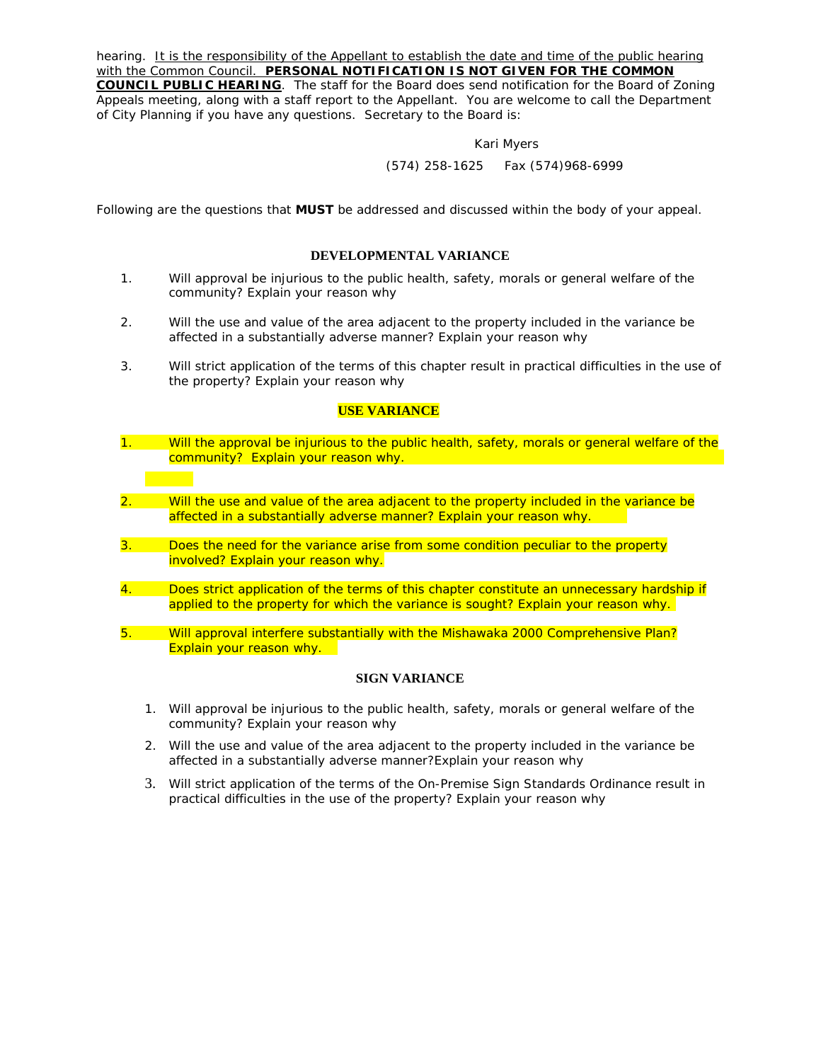hearing. It is the responsibility of the Appellant to establish the date and time of the public hearing with the Common Council. **PERSONAL NOTIFICATION IS NOT GIVEN FOR THE COMMON COUNCIL PUBLIC HEARING**. The staff for the Board does send notification for the Board of Zoning Appeals meeting, along with a staff report to the Appellant. You are welcome to call the Department of City Planning if you have any questions. Secretary to the Board is:

Kari Myers

(574) 258-1625 Fax (574)968-6999

Following are the questions that **MUST** be addressed and discussed within the body of your appeal.

### DEVELOPMENTAL VARIANCE

1. Will approval be injurious to the public health, safety, morals or general welfare of the community? Explain your reason why
2. Will the use and value of the area adjacent to the property included in the variance be affected in a substantially adverse manner? Explain your reason why
3. Will strict application of the terms of this chapter result in practical difficulties in the use of the property? Explain your reason why

### USE VARIANCE

1. Will the approval be injurious to the public health, safety, morals or general welfare of the community? Explain your reason why.
2. Will the use and value of the area adjacent to the property included in the variance be affected in a substantially adverse manner? Explain your reason why.
3. Does the need for the variance arise from some condition peculiar to the property involved? Explain your reason why.
4. Does strict application of the terms of this chapter constitute an unnecessary hardship if applied to the property for which the variance is sought? Explain your reason why.
5. Will approval interfere substantially with the Mishawaka 2000 Comprehensive Plan? Explain your reason why.

### SIGN VARIANCE

1. Will approval be injurious to the public health, safety, morals or general welfare of the community? Explain your reason why
2. Will the use and value of the area adjacent to the property included in the variance be affected in a substantially adverse manner?Explain your reason why
3. Will strict application of the terms of the On-Premise Sign Standards Ordinance result in practical difficulties in the use of the property? Explain your reason why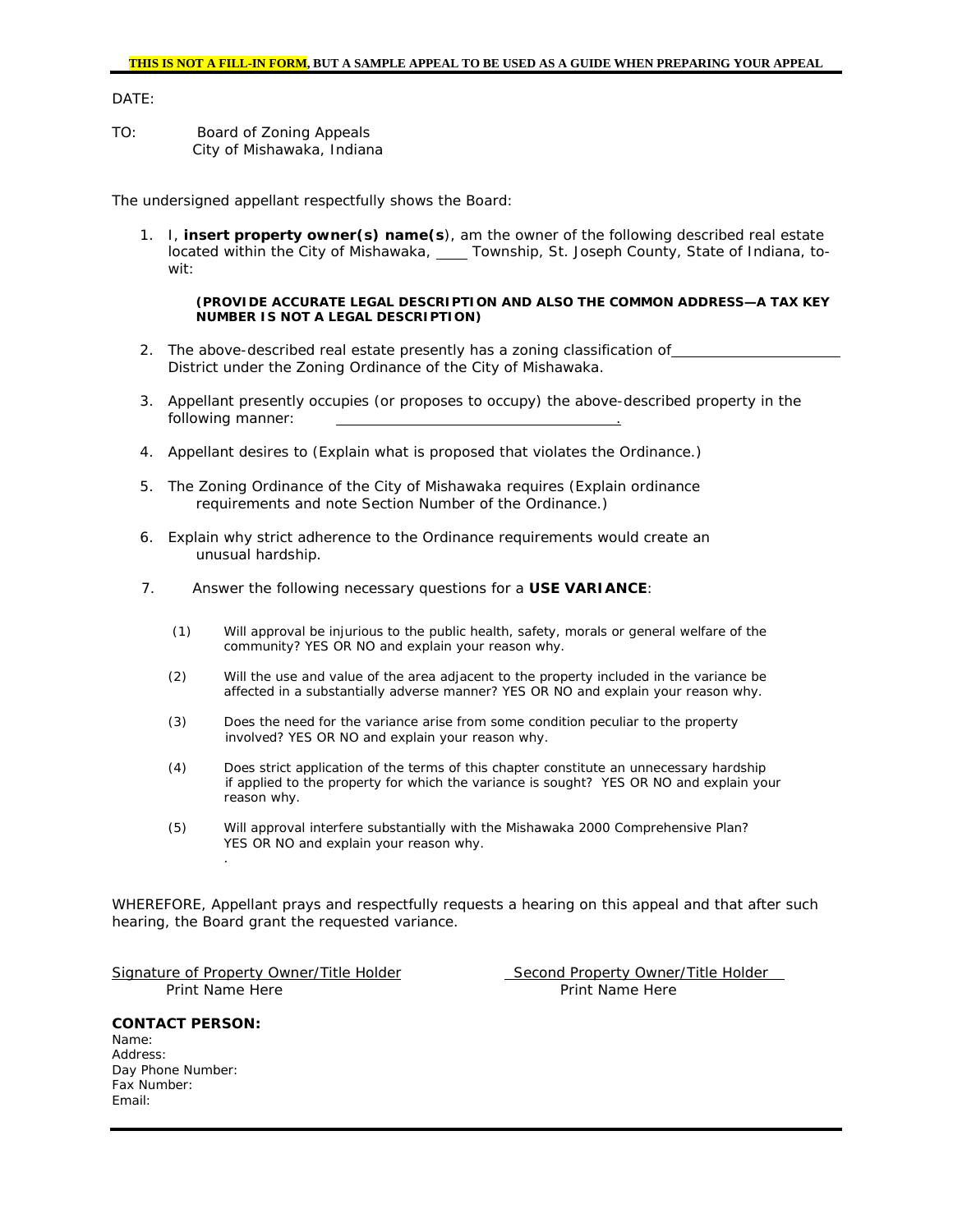**THIS IS NOT A FILL-IN FORM, BUT A SAMPLE APPEAL TO BE USED AS A GUIDE WHEN PREPARING YOUR APPEAL**

DATE:

TO: Board of Zoning Appeals
City of Mishawaka, Indiana

The undersigned appellant respectfully shows the Board:

1. I, **insert property owner(s) name(s**), am the owner of the following described real estate located within the City of Mishawaka, ____ Township, St. Joseph County, State of Indiana, to-wit:

   **(PROVIDE ACCURATE LEGAL DESCRIPTION AND ALSO THE COMMON ADDRESS—A TAX KEY NUMBER IS NOT A LEGAL DESCRIPTION)**

2. The above-described real estate presently has a zoning classification of ______________________ District under the Zoning Ordinance of the City of Mishawaka.

3. Appellant presently occupies (or proposes to occupy) the above-described property in the following manner: ____________________________________.

4. Appellant desires to (Explain what is proposed that violates the Ordinance.)

5. The Zoning Ordinance of the City of Mishawaka requires (Explain ordinance requirements and note Section Number of the Ordinance.)

6. Explain why strict adherence to the Ordinance requirements would create an unusual hardship.

7. Answer the following necessary questions for a **USE VARIANCE**:

   (1) Will approval be injurious to the public health, safety, morals or general welfare of the community? YES OR NO and explain your reason why.

   (2) Will the use and value of the area adjacent to the property included in the variance be affected in a substantially adverse manner? YES OR NO and explain your reason why.

   (3) Does the need for the variance arise from some condition peculiar to the property involved? YES OR NO and explain your reason why.

   (4) Does strict application of the terms of this chapter constitute an unnecessary hardship if applied to the property for which the variance is sought? YES OR NO and explain your reason why.

   (5) Will approval interfere substantially with the Mishawaka 2000 Comprehensive Plan? YES OR NO and explain your reason why.

WHEREFORE, Appellant prays and respectfully requests a hearing on this appeal and that after such hearing, the Board grant the requested variance.

Signature of Property Owner/Title Holder
Print Name Here

Second Property Owner/Title Holder
Print Name Here

**CONTACT PERSON:**
Name:
Address:
Day Phone Number:
Fax Number:
Email: